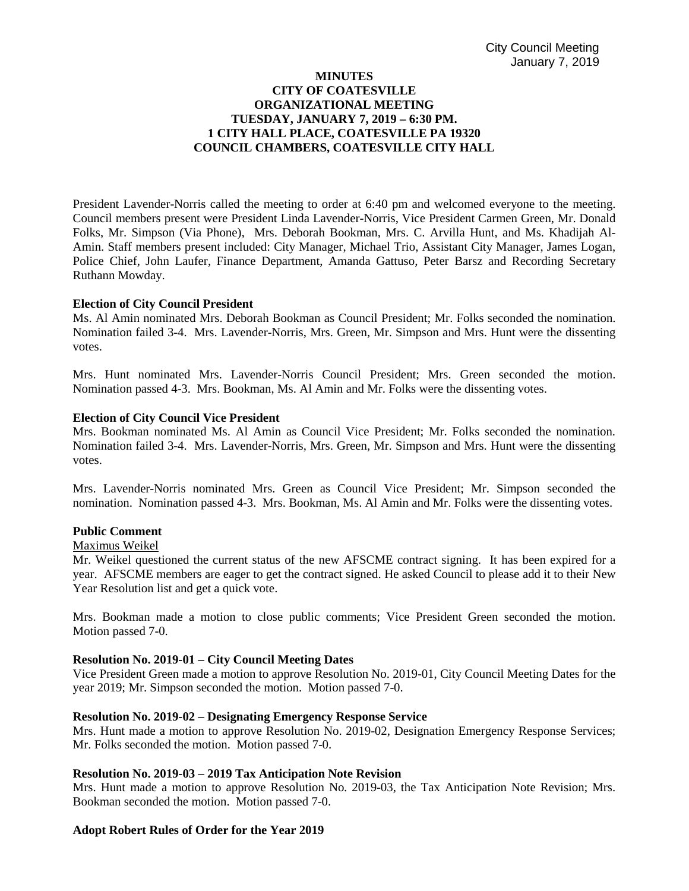**MINUTES**
**CITY OF COATESVILLE**
**ORGANIZATIONAL MEETING**
**TUESDAY, JANUARY 7, 2019 – 6:30 PM.**
**1 CITY HALL PLACE, COATESVILLE PA 19320**
**COUNCIL CHAMBERS, COATESVILLE CITY HALL**

President Lavender-Norris called the meeting to order at 6:40 pm and welcomed everyone to the meeting. Council members present were President Linda Lavender-Norris, Vice President Carmen Green, Mr. Donald Folks, Mr. Simpson (Via Phone), Mrs. Deborah Bookman, Mrs. C. Arvilla Hunt, and Ms. Khadijah Al-Amin. Staff members present included: City Manager, Michael Trio, Assistant City Manager, James Logan, Police Chief, John Laufer, Finance Department, Amanda Gattuso, Peter Barsz and Recording Secretary Ruthann Mowday.

**Election of City Council President**

Ms. Al Amin nominated Mrs. Deborah Bookman as Council President; Mr. Folks seconded the nomination. Nomination failed 3-4. Mrs. Lavender-Norris, Mrs. Green, Mr. Simpson and Mrs. Hunt were the dissenting votes.

Mrs. Hunt nominated Mrs. Lavender-Norris Council President; Mrs. Green seconded the motion. Nomination passed 4-3. Mrs. Bookman, Ms. Al Amin and Mr. Folks were the dissenting votes.

**Election of City Council Vice President**

Mrs. Bookman nominated Ms. Al Amin as Council Vice President; Mr. Folks seconded the nomination. Nomination failed 3-4. Mrs. Lavender-Norris, Mrs. Green, Mr. Simpson and Mrs. Hunt were the dissenting votes.

Mrs. Lavender-Norris nominated Mrs. Green as Council Vice President; Mr. Simpson seconded the nomination. Nomination passed 4-3. Mrs. Bookman, Ms. Al Amin and Mr. Folks were the dissenting votes.

**Public Comment**

Maximus Weikel

Mr. Weikel questioned the current status of the new AFSCME contract signing. It has been expired for a year. AFSCME members are eager to get the contract signed. He asked Council to please add it to their New Year Resolution list and get a quick vote.

Mrs. Bookman made a motion to close public comments; Vice President Green seconded the motion. Motion passed 7-0.

**Resolution No. 2019-01 – City Council Meeting Dates**

Vice President Green made a motion to approve Resolution No. 2019-01, City Council Meeting Dates for the year 2019; Mr. Simpson seconded the motion. Motion passed 7-0.

**Resolution No. 2019-02 – Designating Emergency Response Service**

Mrs. Hunt made a motion to approve Resolution No. 2019-02, Designation Emergency Response Services; Mr. Folks seconded the motion. Motion passed 7-0.

**Resolution No. 2019-03 – 2019 Tax Anticipation Note Revision**

Mrs. Hunt made a motion to approve Resolution No. 2019-03, the Tax Anticipation Note Revision; Mrs. Bookman seconded the motion. Motion passed 7-0.

**Adopt Robert Rules of Order for the Year 2019**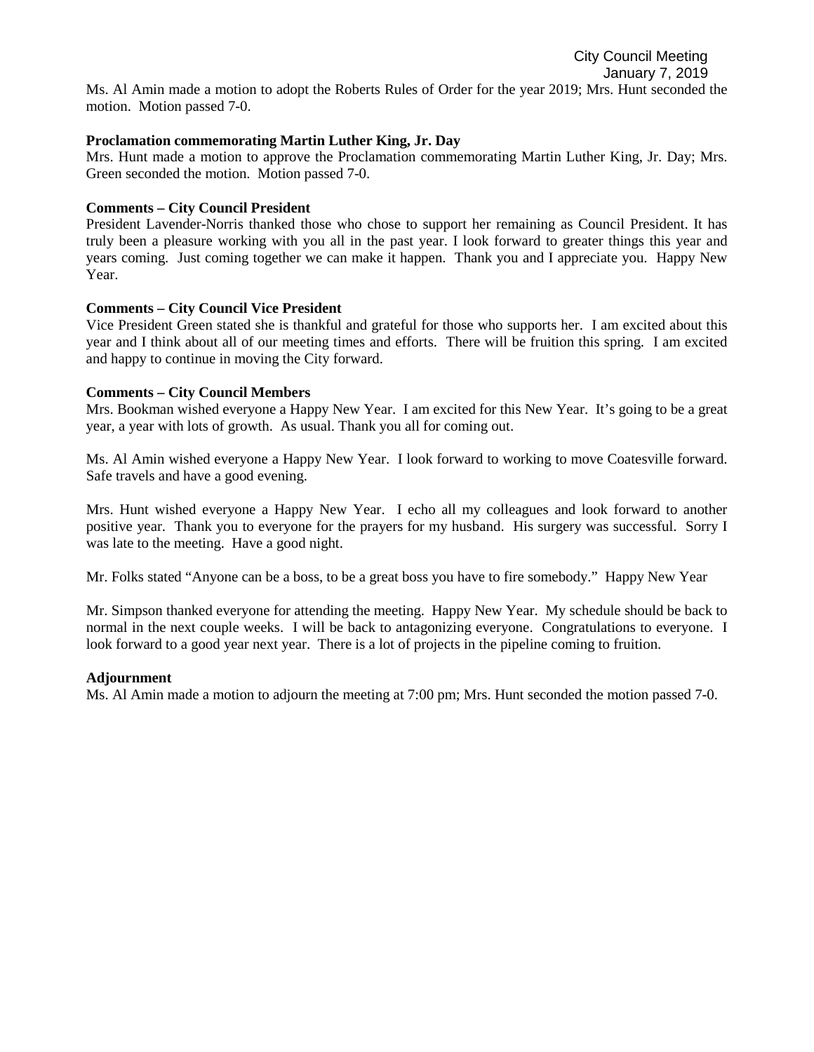Ms. Al Amin made a motion to adopt the Roberts Rules of Order for the year 2019; Mrs. Hunt seconded the motion. Motion passed 7-0.

**Proclamation commemorating Martin Luther King, Jr. Day**

Mrs. Hunt made a motion to approve the Proclamation commemorating Martin Luther King, Jr. Day; Mrs. Green seconded the motion. Motion passed 7-0.

**Comments – City Council President**

President Lavender-Norris thanked those who chose to support her remaining as Council President. It has truly been a pleasure working with you all in the past year. I look forward to greater things this year and years coming. Just coming together we can make it happen. Thank you and I appreciate you. Happy New Year.

**Comments – City Council Vice President**

Vice President Green stated she is thankful and grateful for those who supports her. I am excited about this year and I think about all of our meeting times and efforts. There will be fruition this spring. I am excited and happy to continue in moving the City forward.

**Comments – City Council Members**

Mrs. Bookman wished everyone a Happy New Year. I am excited for this New Year. It's going to be a great year, a year with lots of growth. As usual. Thank you all for coming out.

Ms. Al Amin wished everyone a Happy New Year. I look forward to working to move Coatesville forward. Safe travels and have a good evening.

Mrs. Hunt wished everyone a Happy New Year. I echo all my colleagues and look forward to another positive year. Thank you to everyone for the prayers for my husband. His surgery was successful. Sorry I was late to the meeting. Have a good night.

Mr. Folks stated "Anyone can be a boss, to be a great boss you have to fire somebody." Happy New Year

Mr. Simpson thanked everyone for attending the meeting. Happy New Year. My schedule should be back to normal in the next couple weeks. I will be back to antagonizing everyone. Congratulations to everyone. I look forward to a good year next year. There is a lot of projects in the pipeline coming to fruition.

**Adjournment**

Ms. Al Amin made a motion to adjourn the meeting at 7:00 pm; Mrs. Hunt seconded the motion passed 7-0.